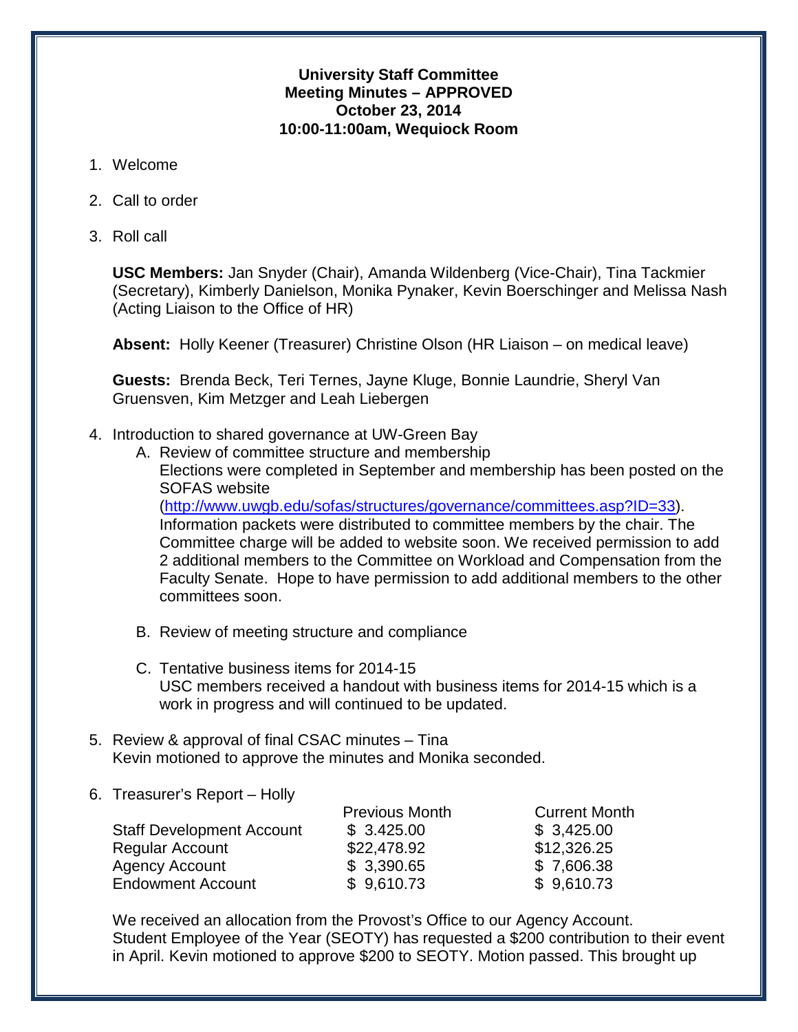**University Staff Committee**
**Meeting Minutes – APPROVED**
**October 23, 2014**
**10:00-11:00am, Wequiock Room**

1. Welcome

2. Call to order

3. Roll call

   **USC Members:** Jan Snyder (Chair), Amanda Wildenberg (Vice-Chair), Tina Tackmier (Secretary), Kimberly Danielson, Monika Pynaker, Kevin Boerschinger and Melissa Nash (Acting Liaison to the Office of HR)

   **Absent:** Holly Keener (Treasurer) Christine Olson (HR Liaison – on medical leave)

   **Guests:** Brenda Beck, Teri Ternes, Jayne Kluge, Bonnie Laundrie, Sheryl Van Gruensven, Kim Metzger and Leah Liebergen

4. Introduction to shared governance at UW-Green Bay
   A. Review of committee structure and membership
      Elections were completed in September and membership has been posted on the SOFAS website (http://www.uwgb.edu/sofas/structures/governance/committees.asp?ID=33). Information packets were distributed to committee members by the chair. The Committee charge will be added to website soon. We received permission to add 2 additional members to the Committee on Workload and Compensation from the Faculty Senate. Hope to have permission to add additional members to the other committees soon.

   B. Review of meeting structure and compliance

   C. Tentative business items for 2014-15
      USC members received a handout with business items for 2014-15 which is a work in progress and will continued to be updated.

5. Review & approval of final CSAC minutes – Tina
   Kevin motioned to approve the minutes and Monika seconded.

6. Treasurer's Report – Holly

|  | Previous Month | Current Month |
|---|---|---|
| Staff Development Account | $ 3.425.00 | $ 3,425.00 |
| Regular Account | $22,478.92 | $12,326.25 |
| Agency Account | $ 3,390.65 | $ 7,606.38 |
| Endowment Account | $ 9,610.73 | $ 9,610.73 |

   We received an allocation from the Provost's Office to our Agency Account. Student Employee of the Year (SEOTY) has requested a $200 contribution to their event in April. Kevin motioned to approve $200 to SEOTY. Motion passed. This brought up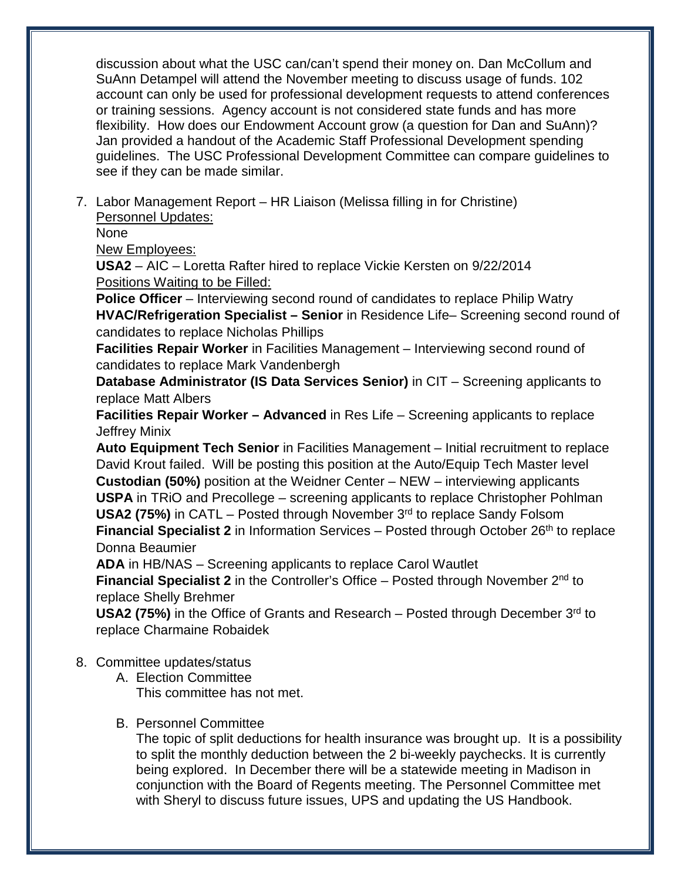discussion about what the USC can/can't spend their money on. Dan McCollum and SuAnn Detampel will attend the November meeting to discuss usage of funds. 102 account can only be used for professional development requests to attend conferences or training sessions. Agency account is not considered state funds and has more flexibility. How does our Endowment Account grow (a question for Dan and SuAnn)? Jan provided a handout of the Academic Staff Professional Development spending guidelines. The USC Professional Development Committee can compare guidelines to see if they can be made similar.

7. Labor Management Report – HR Liaison (Melissa filling in for Christine)

   Personnel Updates:

   None

   New Employees:

   **USA2** – AIC – Loretta Rafter hired to replace Vickie Kersten on 9/22/2014

   Positions Waiting to be Filled:

   **Police Officer** – Interviewing second round of candidates to replace Philip Watry

   **HVAC/Refrigeration Specialist – Senior** in Residence Life– Screening second round of candidates to replace Nicholas Phillips

   **Facilities Repair Worker** in Facilities Management – Interviewing second round of candidates to replace Mark Vandenbergh

   **Database Administrator (IS Data Services Senior)** in CIT – Screening applicants to replace Matt Albers

   **Facilities Repair Worker – Advanced** in Res Life – Screening applicants to replace Jeffrey Minix

   **Auto Equipment Tech Senior** in Facilities Management – Initial recruitment to replace David Krout failed. Will be posting this position at the Auto/Equip Tech Master level

   **Custodian (50%)** position at the Weidner Center – NEW – interviewing applicants

   **USPA** in TRiO and Precollege – screening applicants to replace Christopher Pohlman

   **USA2 (75%)** in CATL – Posted through November 3rd to replace Sandy Folsom

   **Financial Specialist 2** in Information Services – Posted through October 26th to replace Donna Beaumier

   **ADA** in HB/NAS – Screening applicants to replace Carol Wautlet

   **Financial Specialist 2** in the Controller's Office – Posted through November 2nd to replace Shelly Brehmer

   **USA2 (75%)** in the Office of Grants and Research – Posted through December 3rd to replace Charmaine Robaidek

8. Committee updates/status

   A. Election Committee

      This committee has not met.

   B. Personnel Committee

      The topic of split deductions for health insurance was brought up. It is a possibility to split the monthly deduction between the 2 bi-weekly paychecks. It is currently being explored. In December there will be a statewide meeting in Madison in conjunction with the Board of Regents meeting. The Personnel Committee met with Sheryl to discuss future issues, UPS and updating the US Handbook.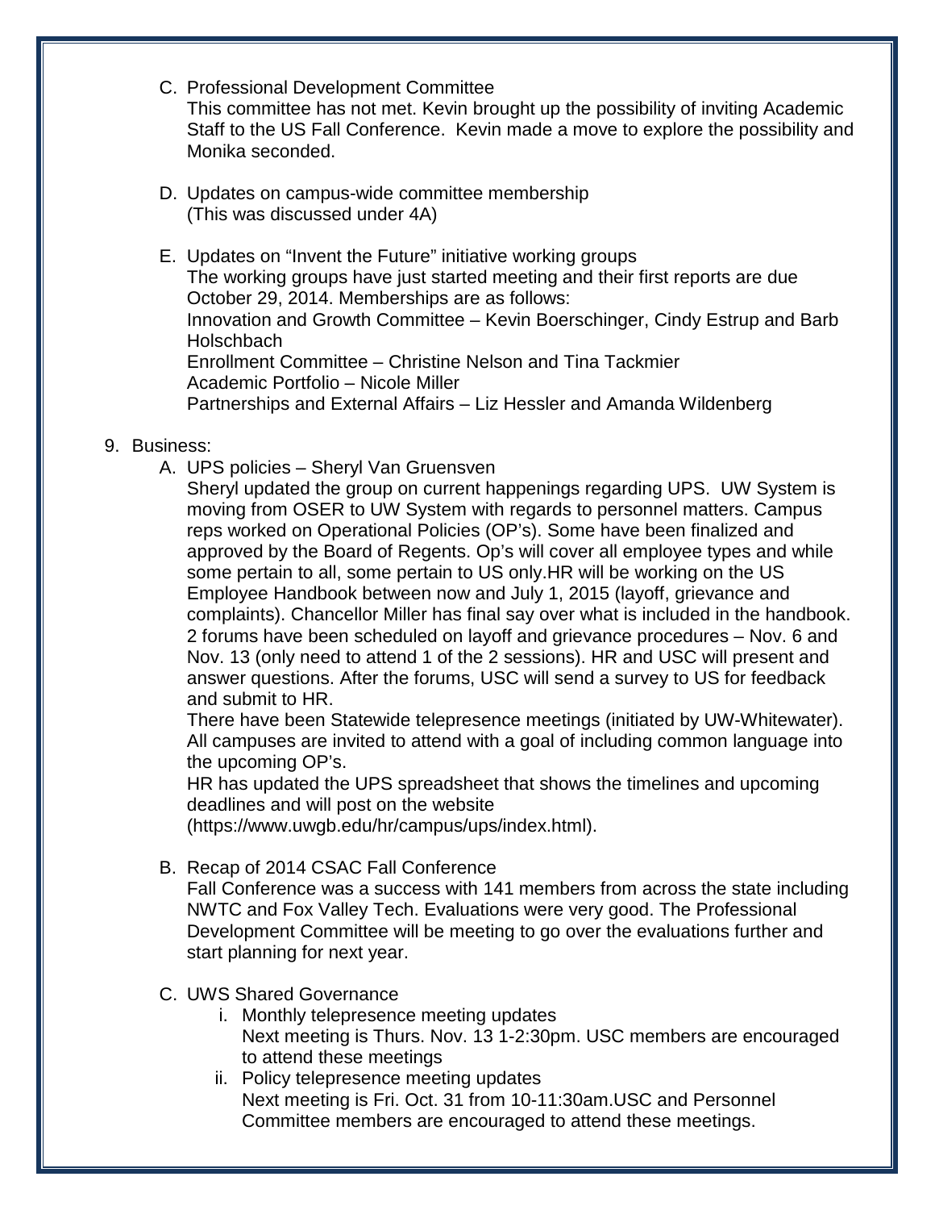C. Professional Development Committee
   This committee has not met. Kevin brought up the possibility of inviting Academic Staff to the US Fall Conference. Kevin made a move to explore the possibility and Monika seconded.

D. Updates on campus-wide committee membership
   (This was discussed under 4A)

E. Updates on "Invent the Future" initiative working groups
   The working groups have just started meeting and their first reports are due October 29, 2014. Memberships are as follows:
   Innovation and Growth Committee – Kevin Boerschinger, Cindy Estrup and Barb Holschbach
   Enrollment Committee – Christine Nelson and Tina Tackmier
   Academic Portfolio – Nicole Miller
   Partnerships and External Affairs – Liz Hessler and Amanda Wildenberg

9. Business:
   A. UPS policies – Sheryl Van Gruensven
      Sheryl updated the group on current happenings regarding UPS. UW System is moving from OSER to UW System with regards to personnel matters. Campus reps worked on Operational Policies (OP's). Some have been finalized and approved by the Board of Regents. Op's will cover all employee types and while some pertain to all, some pertain to US only.HR will be working on the US Employee Handbook between now and July 1, 2015 (layoff, grievance and complaints). Chancellor Miller has final say over what is included in the handbook. 2 forums have been scheduled on layoff and grievance procedures – Nov. 6 and Nov. 13 (only need to attend 1 of the 2 sessions). HR and USC will present and answer questions. After the forums, USC will send a survey to US for feedback and submit to HR.
      There have been Statewide telepresence meetings (initiated by UW-Whitewater). All campuses are invited to attend with a goal of including common language into the upcoming OP's.
      HR has updated the UPS spreadsheet that shows the timelines and upcoming deadlines and will post on the website (https://www.uwgb.edu/hr/campus/ups/index.html).

   B. Recap of 2014 CSAC Fall Conference
      Fall Conference was a success with 141 members from across the state including NWTC and Fox Valley Tech. Evaluations were very good. The Professional Development Committee will be meeting to go over the evaluations further and start planning for next year.

   C. UWS Shared Governance
      i. Monthly telepresence meeting updates
         Next meeting is Thurs. Nov. 13 1-2:30pm. USC members are encouraged to attend these meetings
      ii. Policy telepresence meeting updates
         Next meeting is Fri. Oct. 31 from 10-11:30am.USC and Personnel Committee members are encouraged to attend these meetings.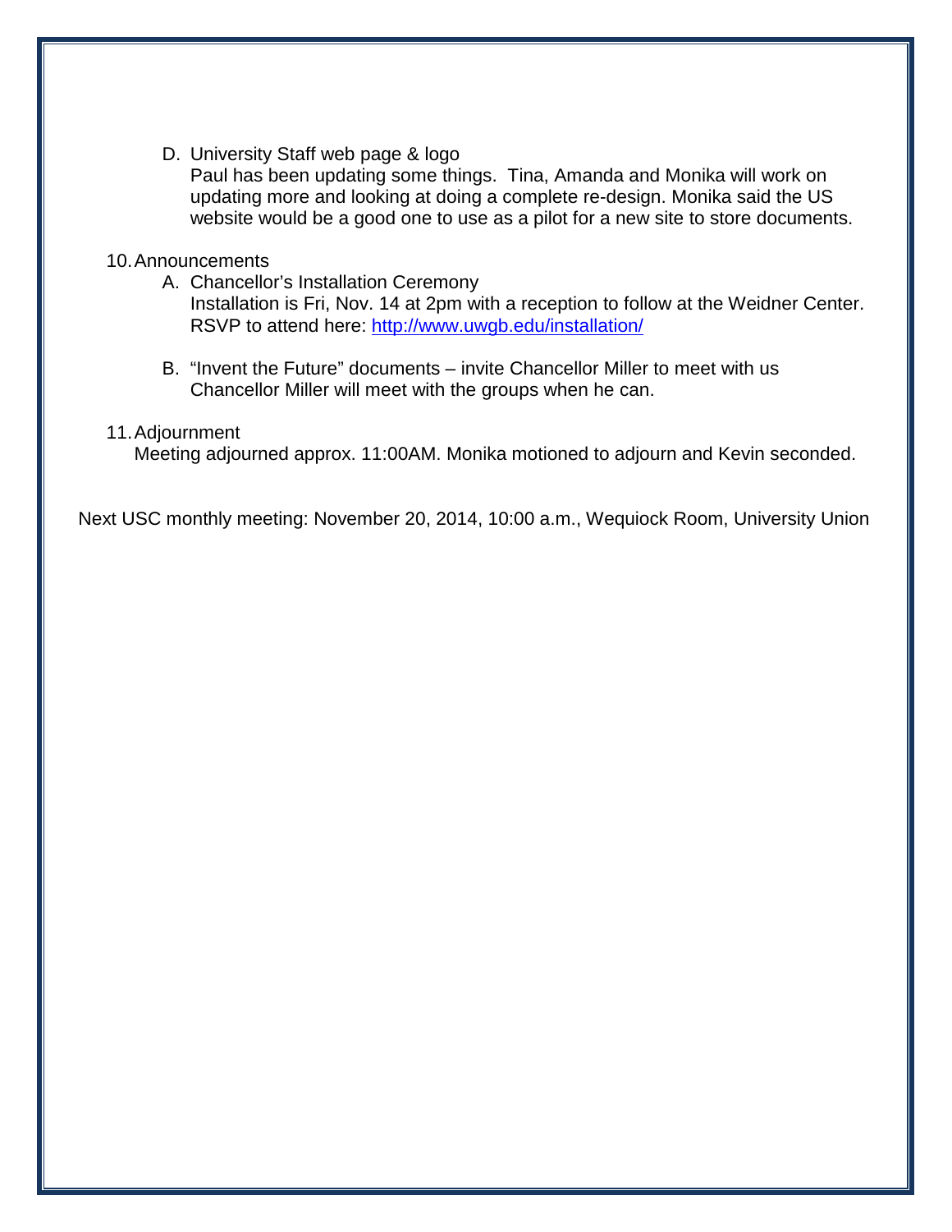D. University Staff web page & logo
   Paul has been updating some things. Tina, Amanda and Monika will work on updating more and looking at doing a complete re-design. Monika said the US website would be a good one to use as a pilot for a new site to store documents.

10. Announcements
   A. Chancellor's Installation Ceremony
      Installation is Fri, Nov. 14 at 2pm with a reception to follow at the Weidner Center. RSVP to attend here: http://www.uwgb.edu/installation/

   B. "Invent the Future" documents – invite Chancellor Miller to meet with us
      Chancellor Miller will meet with the groups when he can.

11. Adjournment
   Meeting adjourned approx. 11:00AM. Monika motioned to adjourn and Kevin seconded.

Next USC monthly meeting: November 20, 2014, 10:00 a.m., Wequiock Room, University Union